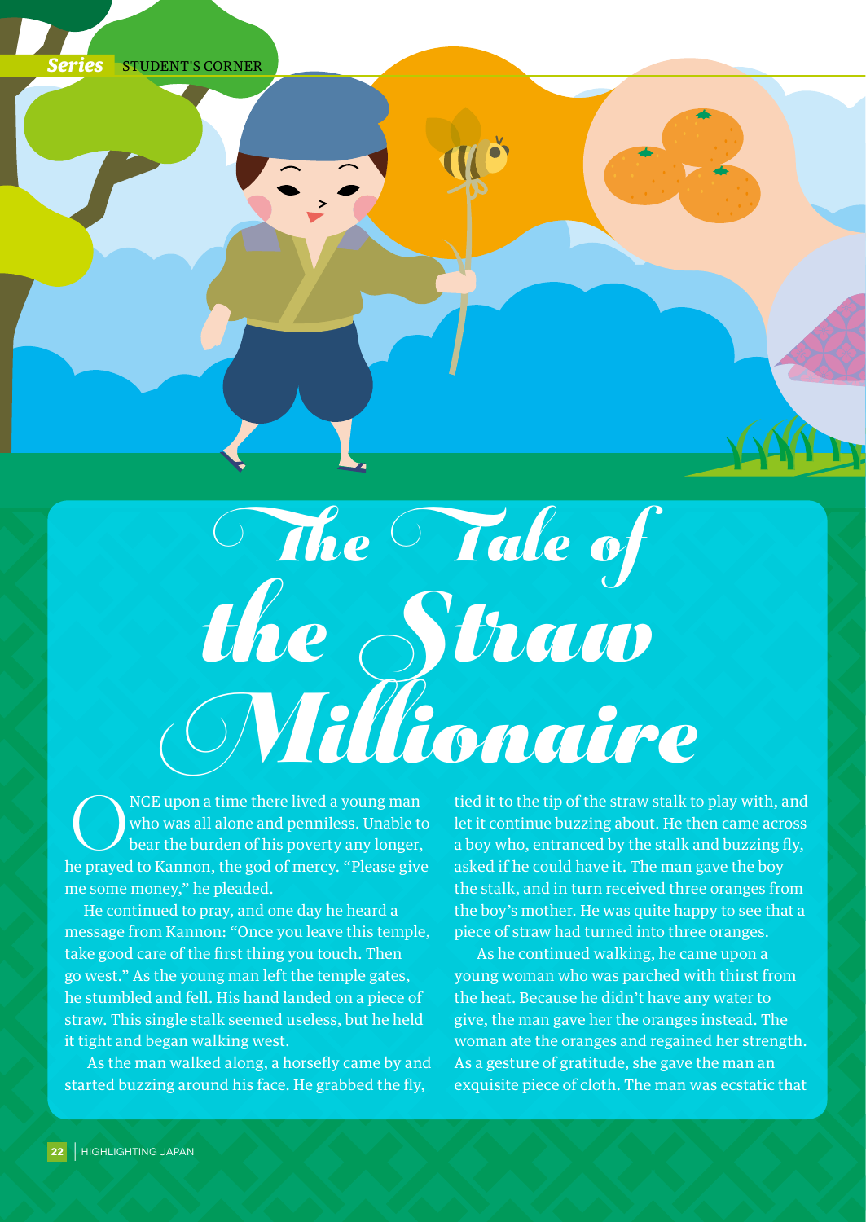# The Tale of the Straw Millionaire

ONCE upon a time there lived a young man who was all alone and penniless. Unable to bear the burden of his poverty any longer, he prayed to Kannon, the god of mercy. "Please give me some money," he pleaded.

He continued to pray, and one day he heard a message from Kannon: "Once you leave this temple, take good care of the first thing you touch. Then go west." As the young man left the temple gates, he stumbled and fell. His hand landed on a piece of straw. This single stalk seemed useless, but he held it tight and began walking west.

As the man walked along, a horsefly came by and started buzzing around his face. He grabbed the fly, tied it to the tip of the straw stalk to play with, and let it continue buzzing about. He then came across a boy who, entranced by the stalk and buzzing fly, asked if he could have it. The man gave the boy the stalk, and in turn received three oranges from the boy's mother. He was quite happy to see that a piece of straw had turned into three oranges.

As he continued walking, he came upon a young woman who was parched with thirst from the heat. Because he didn't have any water to give, the man gave her the oranges instead. The woman ate the oranges and regained her strength. As a gesture of gratitude, she gave the man an exquisite piece of cloth. The man was ecstatic that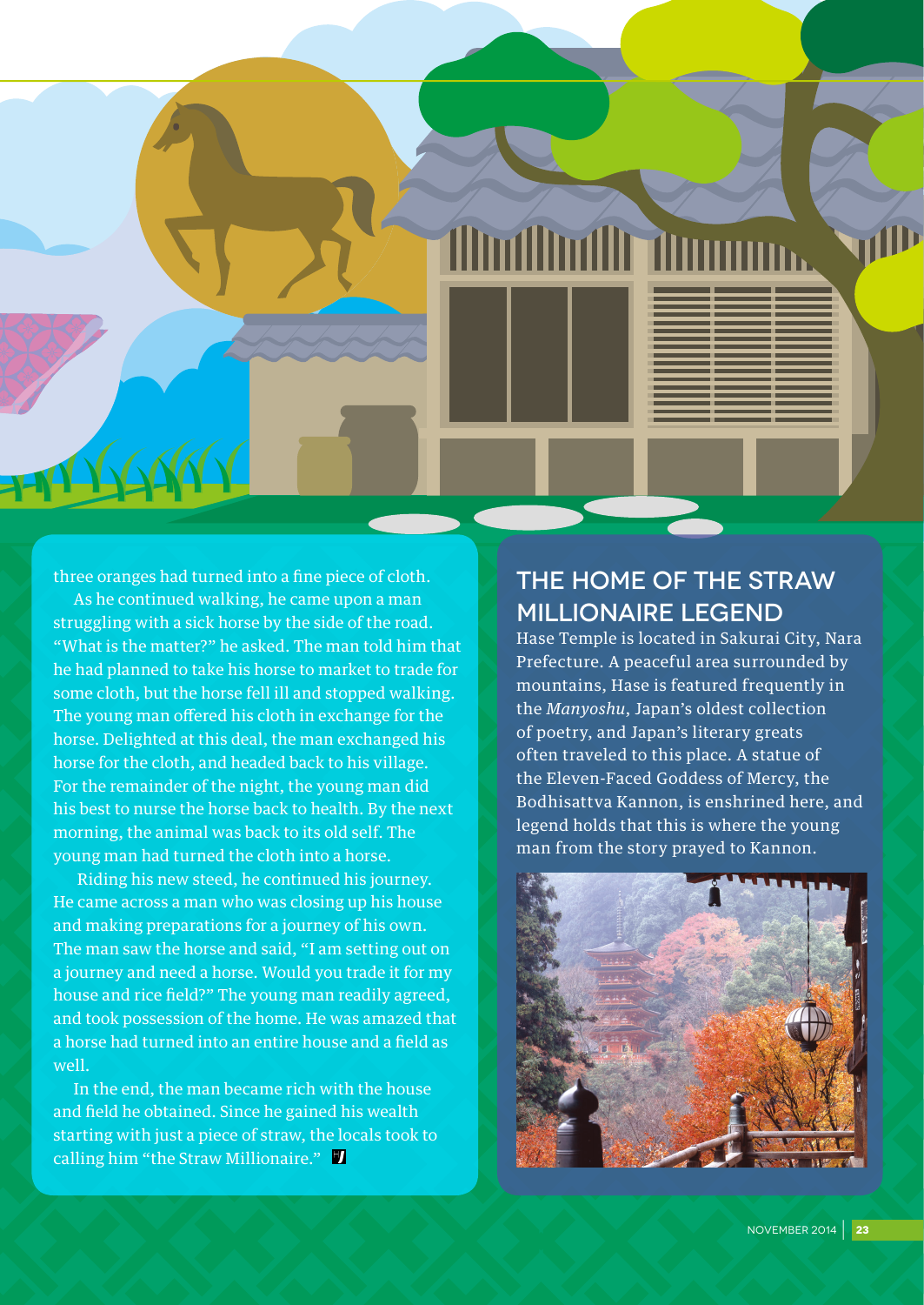three oranges had turned into a fine piece of cloth.

As he continued walking, he came upon a man struggling with a sick horse by the side of the road. “What is the matter?” he asked. The man told him that he had planned to take his horse to market to trade for some cloth, but the horse fell ill and stopped walking. The young man offered his cloth in exchange for the horse. Delighted at this deal, the man exchanged his horse for the cloth, and headed back to his village. For the remainder of the night, the young man did his best to nurse the horse back to health. By the next morning, the animal was back to its old self. The young man had turned the cloth into a horse.

Riding his new steed, he continued his journey. He came across a man who was closing up his house and making preparations for a journey of his own. The man saw the horse and said, “I am setting out on a journey and need a horse. Would you trade it for my house and rice field?” The young man readily agreed, and took possession of the home. He was amazed that a horse had turned into an entire house and a field as well.

In the end, the man became rich with the house and field he obtained. Since he gained his wealth starting with just a piece of straw, the locals took to calling him “the Straw Millionaire.”

## THE HOME OF THE STRAW MILLIONAIRE LEGEND

Hase Temple is located in Sakurai City, Nara Prefecture. A peaceful area surrounded by mountains, Hase is featured frequently in the *Manyoshu*, Japan’s oldest collection of poetry, and Japan’s literary greats often traveled to this place. A statue of the Eleven-Faced Goddess of Mercy, the Bodhisattva Kannon, is enshrined here, and legend holds that this is where the young man from the story prayed to Kannon.